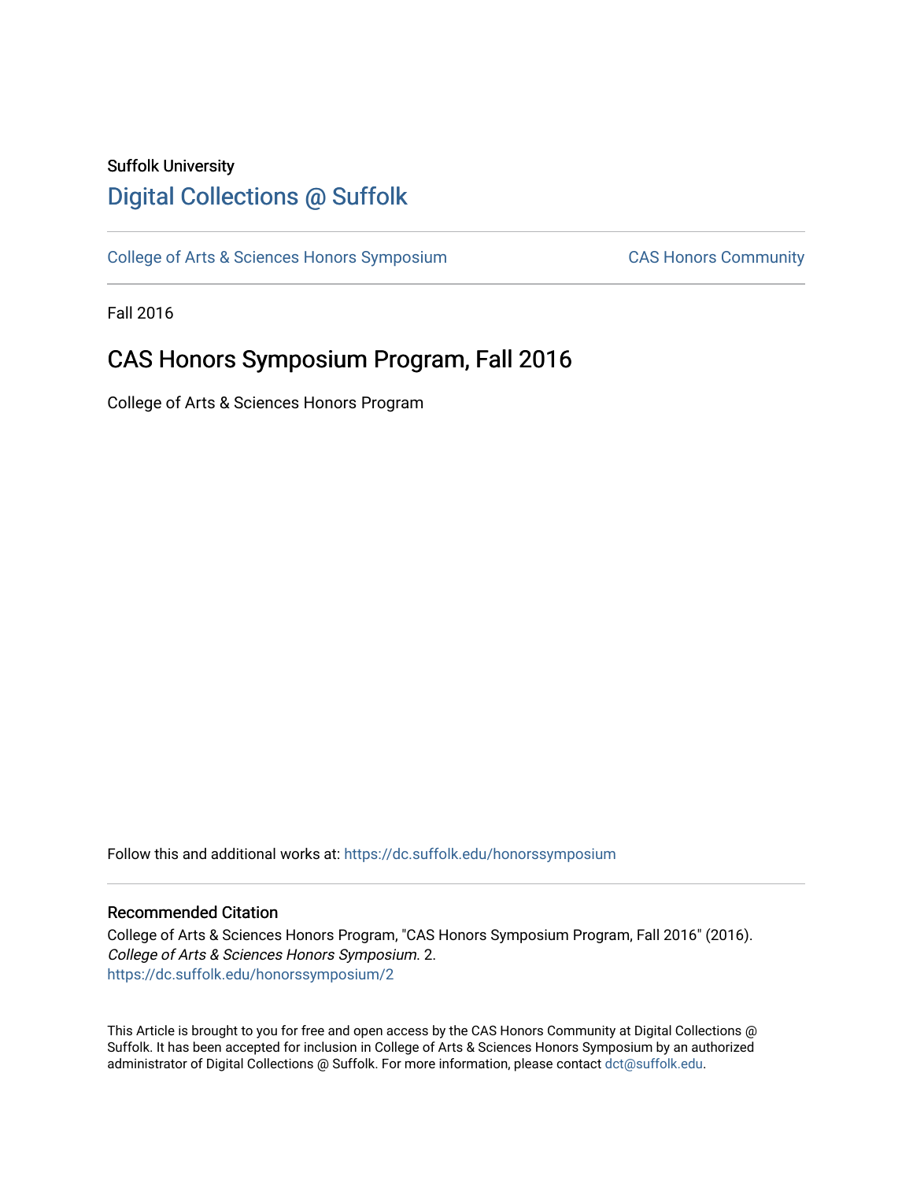Suffolk University

# Digital Collections @ Suffolk

College of Arts & Sciences Honors Symposium | CAS Honors Community

Fall 2016

## CAS Honors Symposium Program, Fall 2016

College of Arts & Sciences Honors Program

Follow this and additional works at: https://dc.suffolk.edu/honorssymposium

### Recommended Citation

College of Arts & Sciences Honors Program, "CAS Honors Symposium Program, Fall 2016" (2016). *College of Arts & Sciences Honors Symposium*. 2.
https://dc.suffolk.edu/honorssymposium/2

This Article is brought to you for free and open access by the CAS Honors Community at Digital Collections @ Suffolk. It has been accepted for inclusion in College of Arts & Sciences Honors Symposium by an authorized administrator of Digital Collections @ Suffolk. For more information, please contact dct@suffolk.edu.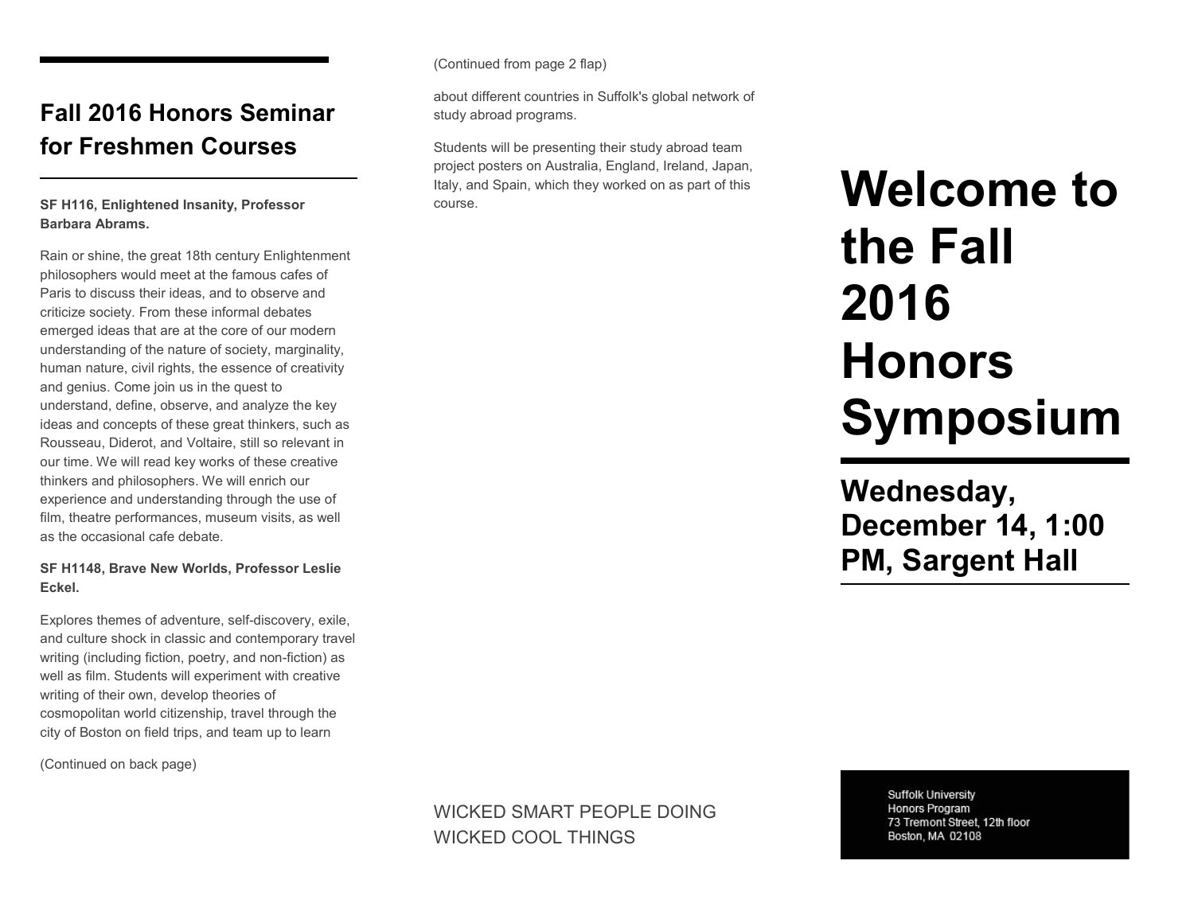## Fall 2016 Honors Seminar for Freshmen Courses

**SF H116, Enlightened Insanity, Professor Barbara Abrams.**

Rain or shine, the great 18th century Enlightenment philosophers would meet at the famous cafes of Paris to discuss their ideas, and to observe and criticize society. From these informal debates emerged ideas that are at the core of our modern understanding of the nature of society, marginality, human nature, civil rights, the essence of creativity and genius. Come join us in the quest to understand, define, observe, and analyze the key ideas and concepts of these great thinkers, such as Rousseau, Diderot, and Voltaire, still so relevant in our time. We will read key works of these creative thinkers and philosophers. We will enrich our experience and understanding through the use of film, theatre performances, museum visits, as well as the occasional cafe debate.

**SF H1148, Brave New Worlds, Professor Leslie Eckel.**

Explores themes of adventure, self-discovery, exile, and culture shock in classic and contemporary travel writing (including fiction, poetry, and non-fiction) as well as film. Students will experiment with creative writing of their own, develop theories of cosmopolitan world citizenship, travel through the city of Boston on field trips, and team up to learn

(Continued on back page)

(Continued from page 2 flap)

about different countries in Suffolk's global network of study abroad programs.

Students will be presenting their study abroad team project posters on Australia, England, Ireland, Japan, Italy, and Spain, which they worked on as part of this course.

WICKED SMART PEOPLE DOING WICKED COOL THINGS

# Welcome to the Fall 2016 Honors Symposium

## Wednesday, December 14, 1:00 PM, Sargent Hall

Suffolk University
Honors Program
73 Tremont Street, 12th floor
Boston, MA 02108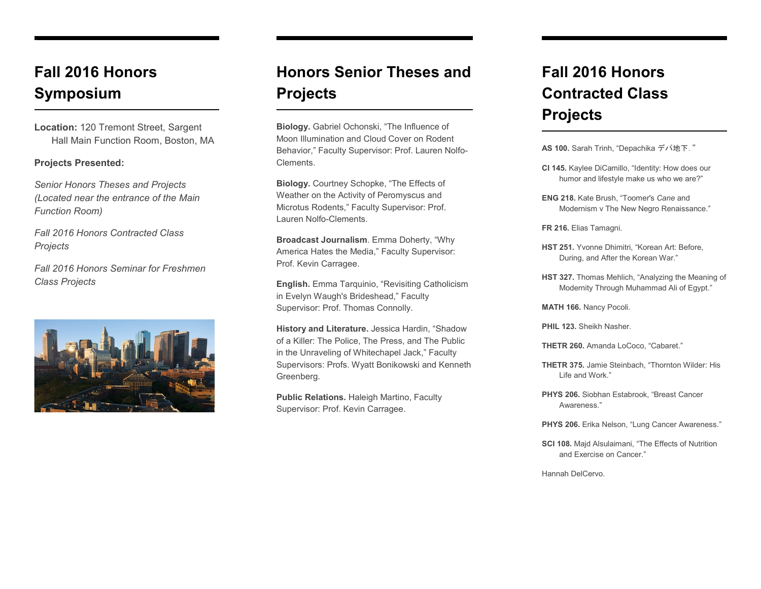## Fall 2016 Honors Symposium

**Location:** 120 Tremont Street, Sargent Hall Main Function Room, Boston, MA

**Projects Presented:**

*Senior Honors Theses and Projects (Located near the entrance of the Main Function Room)*

*Fall 2016 Honors Contracted Class Projects*

*Fall 2016 Honors Seminar for Freshmen Class Projects*

## Honors Senior Theses and Projects

**Biology.** Gabriel Ochonski, "The Influence of Moon Illumination and Cloud Cover on Rodent Behavior," Faculty Supervisor: Prof. Lauren Nolfo-Clements.

**Biology.** Courtney Schopke, "The Effects of Weather on the Activity of Peromyscus and Microtus Rodents," Faculty Supervisor: Prof. Lauren Nolfo-Clements.

**Broadcast Journalism**. Emma Doherty, "Why America Hates the Media," Faculty Supervisor: Prof. Kevin Carragee.

**English.** Emma Tarquinio, "Revisiting Catholicism in Evelyn Waugh's Brideshead," Faculty Supervisor: Prof. Thomas Connolly.

**History and Literature.** Jessica Hardin, "Shadow of a Killer: The Police, The Press, and The Public in the Unraveling of Whitechapel Jack," Faculty Supervisors: Profs. Wyatt Bonikowski and Kenneth Greenberg.

**Public Relations.** Haleigh Martino, Faculty Supervisor: Prof. Kevin Carragee.

## Fall 2016 Honors Contracted Class Projects

**AS 100.** Sarah Trinh, "Depachika デパ地下."

**CI 145.** Kaylee DiCamillo, "Identity: How does our humor and lifestyle make us who we are?"

**ENG 218.** Kate Brush, "Toomer's *Cane* and Modernism v The New Negro Renaissance."

**FR 216.** Elias Tamagni.

**HST 251.** Yvonne Dhimitri, "Korean Art: Before, During, and After the Korean War."

**HST 327.** Thomas Mehlich, "Analyzing the Meaning of Modernity Through Muhammad Ali of Egypt."

**MATH 166.** Nancy Pocoli.

**PHIL 123.** Sheikh Nasher.

**THETR 260.** Amanda LoCoco, "Cabaret."

**THETR 375.** Jamie Steinbach, "Thornton Wilder: His Life and Work."

**PHYS 206.** Siobhan Estabrook, "Breast Cancer Awareness."

**PHYS 206.** Erika Nelson, "Lung Cancer Awareness."

**SCI 108.** Majd Alsulaimani, "The Effects of Nutrition and Exercise on Cancer."

Hannah DelCervo.